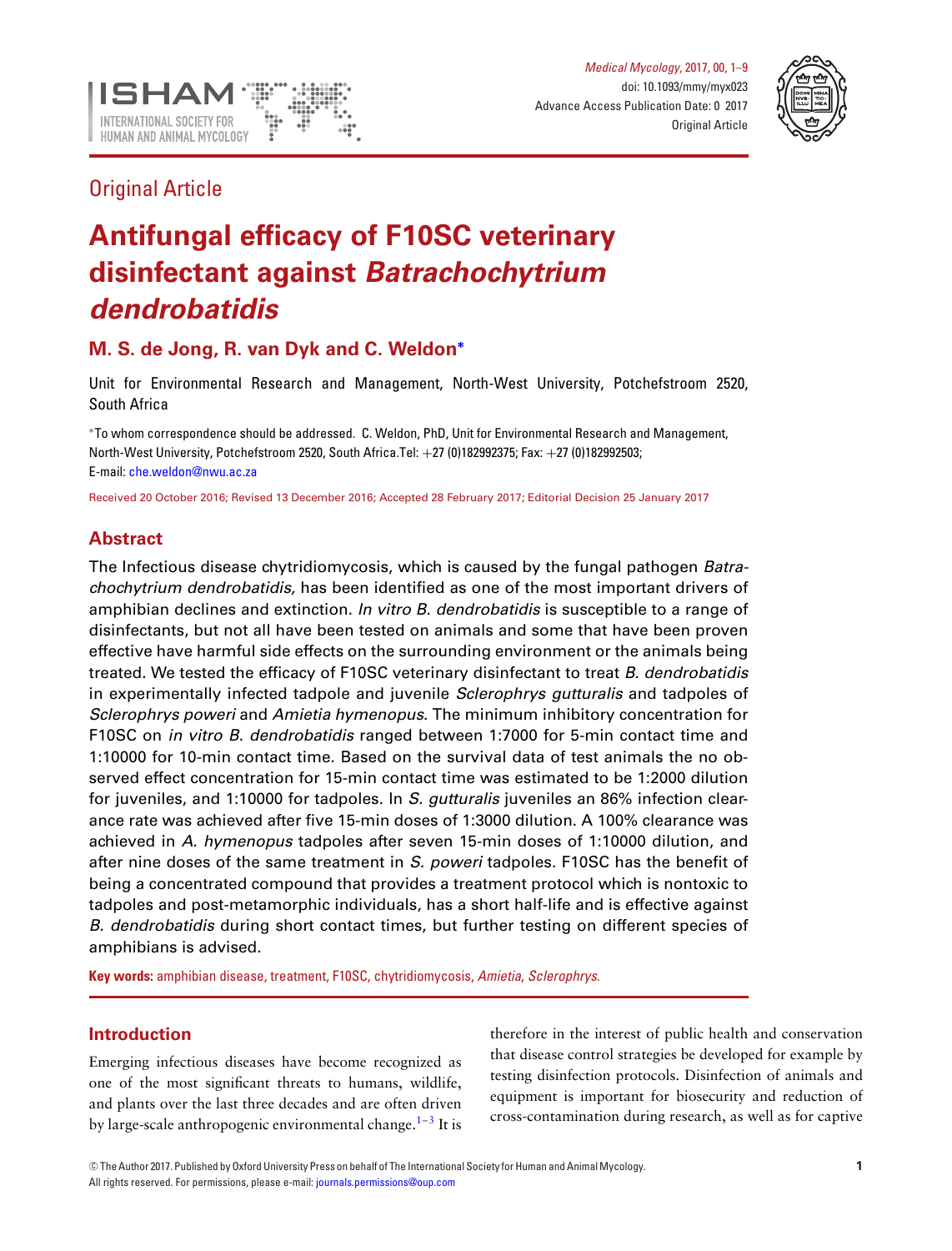Original Article

# Antifungal efficacy of F10SC veterinary disinfectant against *Batrachochytrium dendrobatidis*

**M. S. de Jong, R. van Dyk and C. Weldon***

Unit for Environmental Research and Management, North-West University, Potchefstroom 2520, South Africa

*To whom correspondence should be addressed. C. Weldon, PhD, Unit for Environmental Research and Management, North-West University, Potchefstroom 2520, South Africa.Tel: +27 (0)182992375; Fax: +27 (0)182992503; E-mail: che.weldon@nwu.ac.za

Received 20 October 2016; Revised 13 December 2016; Accepted 28 February 2017; Editorial Decision 25 January 2017

## Abstract

The Infectious disease chytridiomycosis, which is caused by the fungal pathogen *Batrachochytrium dendrobatidis,* has been identified as one of the most important drivers of amphibian declines and extinction. *In vitro B. dendrobatidis* is susceptible to a range of disinfectants, but not all have been tested on animals and some that have been proven effective have harmful side effects on the surrounding environment or the animals being treated. We tested the efficacy of F10SC veterinary disinfectant to treat *B. dendrobatidis* in experimentally infected tadpole and juvenile *Sclerophrys gutturalis* and tadpoles of *Sclerophrys poweri* and *Amietia hymenopus*. The minimum inhibitory concentration for F10SC on *in vitro B. dendrobatidis* ranged between 1:7000 for 5-min contact time and 1:10000 for 10-min contact time. Based on the survival data of test animals the no observed effect concentration for 15-min contact time was estimated to be 1:2000 dilution for juveniles, and 1:10000 for tadpoles. In *S. gutturalis* juveniles an 86% infection clearance rate was achieved after five 15-min doses of 1:3000 dilution. A 100% clearance was achieved in *A. hymenopus* tadpoles after seven 15-min doses of 1:10000 dilution, and after nine doses of the same treatment in *S. poweri* tadpoles. F10SC has the benefit of being a concentrated compound that provides a treatment protocol which is nontoxic to tadpoles and post-metamorphic individuals, has a short half-life and is effective against *B. dendrobatidis* during short contact times, but further testing on different species of amphibians is advised.

**Key words:** amphibian disease, treatment, F10SC, chytridiomycosis, *Amietia*, *Sclerophrys*.

## Introduction

Emerging infectious diseases have become recognized as one of the most significant threats to humans, wildlife, and plants over the last three decades and are often driven by large-scale anthropogenic environmental change.[1–3] It is therefore in the interest of public health and conservation that disease control strategies be developed for example by testing disinfection protocols. Disinfection of animals and equipment is important for biosecurity and reduction of cross-contamination during research, as well as for captive

© The Author 2017. Published by Oxford University Press on behalf of The International Society for Human and Animal Mycology. All rights reserved. For permissions, please e-mail: journals.permissions@oup.com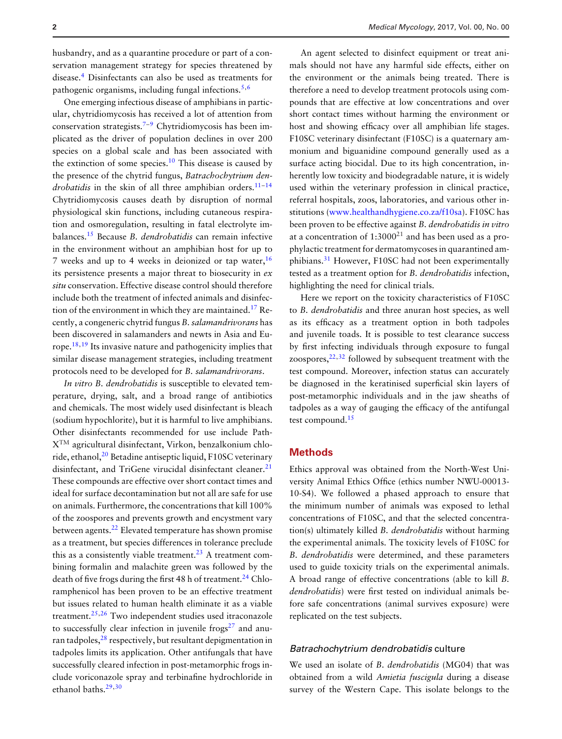husbandry, and as a quarantine procedure or part of a conservation management strategy for species threatened by disease.[4] Disinfectants can also be used as treatments for pathogenic organisms, including fungal infections.[5,6]

One emerging infectious disease of amphibians in particular, chytridiomycosis has received a lot of attention from conservation strategists.[7–9] Chytridiomycosis has been implicated as the driver of population declines in over 200 species on a global scale and has been associated with the extinction of some species.[10] This disease is caused by the presence of the chytrid fungus, *Batrachochytrium dendrobatidis* in the skin of all three amphibian orders.[11–14] Chytridiomycosis causes death by disruption of normal physiological skin functions, including cutaneous respiration and osmoregulation, resulting in fatal electrolyte imbalances.[15] Because *B. dendrobatidis* can remain infective in the environment without an amphibian host for up to 7 weeks and up to 4 weeks in deionized or tap water,[16] its persistence presents a major threat to biosecurity in *ex situ* conservation. Effective disease control should therefore include both the treatment of infected animals and disinfection of the environment in which they are maintained.[17] Recently, a congeneric chytrid fungus *B. salamandrivorans* has been discovered in salamanders and newts in Asia and Europe.[18,19] Its invasive nature and pathogenicity implies that similar disease management strategies, including treatment protocols need to be developed for *B. salamandrivorans*.

*In vitro B. dendrobatidis* is susceptible to elevated temperature, drying, salt, and a broad range of antibiotics and chemicals. The most widely used disinfectant is bleach (sodium hypochlorite), but it is harmful to live amphibians. Other disinfectants recommended for use include Path-X™ agricultural disinfectant, Virkon, benzalkonium chloride, ethanol,[20] Betadine antiseptic liquid, F10SC veterinary disinfectant, and TriGene virucidal disinfectant cleaner.[21] These compounds are effective over short contact times and ideal for surface decontamination but not all are safe for use on animals. Furthermore, the concentrations that kill 100% of the zoospores and prevents growth and encystment vary between agents.[22] Elevated temperature has shown promise as a treatment, but species differences in tolerance preclude this as a consistently viable treatment.[23] A treatment combining formalin and malachite green was followed by the death of five frogs during the first 48 h of treatment.[24] Chloramphenicol has been proven to be an effective treatment but issues related to human health eliminate it as a viable treatment.[25,26] Two independent studies used itraconazole to successfully clear infection in juvenile frogs[27] and anuran tadpoles,[28] respectively, but resultant depigmentation in tadpoles limits its application. Other antifungals that have successfully cleared infection in post-metamorphic frogs include voriconazole spray and terbinafine hydrochloride in ethanol baths.[29,30]

An agent selected to disinfect equipment or treat animals should not have any harmful side effects, either on the environment or the animals being treated. There is therefore a need to develop treatment protocols using compounds that are effective at low concentrations and over short contact times without harming the environment or host and showing efficacy over all amphibian life stages. F10SC veterinary disinfectant (F10SC) is a quaternary ammonium and biguanidine compound generally used as a surface acting biocidal. Due to its high concentration, inherently low toxicity and biodegradable nature, it is widely used within the veterinary profession in clinical practice, referral hospitals, zoos, laboratories, and various other institutions (www.healthandhygiene.co.za/f10sa). F10SC has been proven to be effective against *B. dendrobatidis in vitro* at a concentration of 1:3000[21] and has been used as a prophylactic treatment for dermatomycoses in quarantined amphibians.[31] However, F10SC had not been experimentally tested as a treatment option for *B. dendrobatidis* infection, highlighting the need for clinical trials.

Here we report on the toxicity characteristics of F10SC to *B. dendrobatidis* and three anuran host species, as well as its efficacy as a treatment option in both tadpoles and juvenile toads. It is possible to test clearance success by first infecting individuals through exposure to fungal zoospores,[22,32] followed by subsequent treatment with the test compound. Moreover, infection status can accurately be diagnosed in the keratinised superficial skin layers of post-metamorphic individuals and in the jaw sheaths of tadpoles as a way of gauging the efficacy of the antifungal test compound.[15]

## Methods

Ethics approval was obtained from the North-West University Animal Ethics Office (ethics number NWU-00013-10-S4). We followed a phased approach to ensure that the minimum number of animals was exposed to lethal concentrations of F10SC, and that the selected concentration(s) ultimately killed *B. dendrobatidis* without harming the experimental animals. The toxicity levels of F10SC for *B. dendrobatidis* were determined, and these parameters used to guide toxicity trials on the experimental animals. A broad range of effective concentrations (able to kill *B. dendrobatidis*) were first tested on individual animals before safe concentrations (animal survives exposure) were replicated on the test subjects.

### *Batrachochytrium dendrobatidis* culture

We used an isolate of *B. dendrobatidis* (MG04) that was obtained from a wild *Amietia fuscigula* during a disease survey of the Western Cape. This isolate belongs to the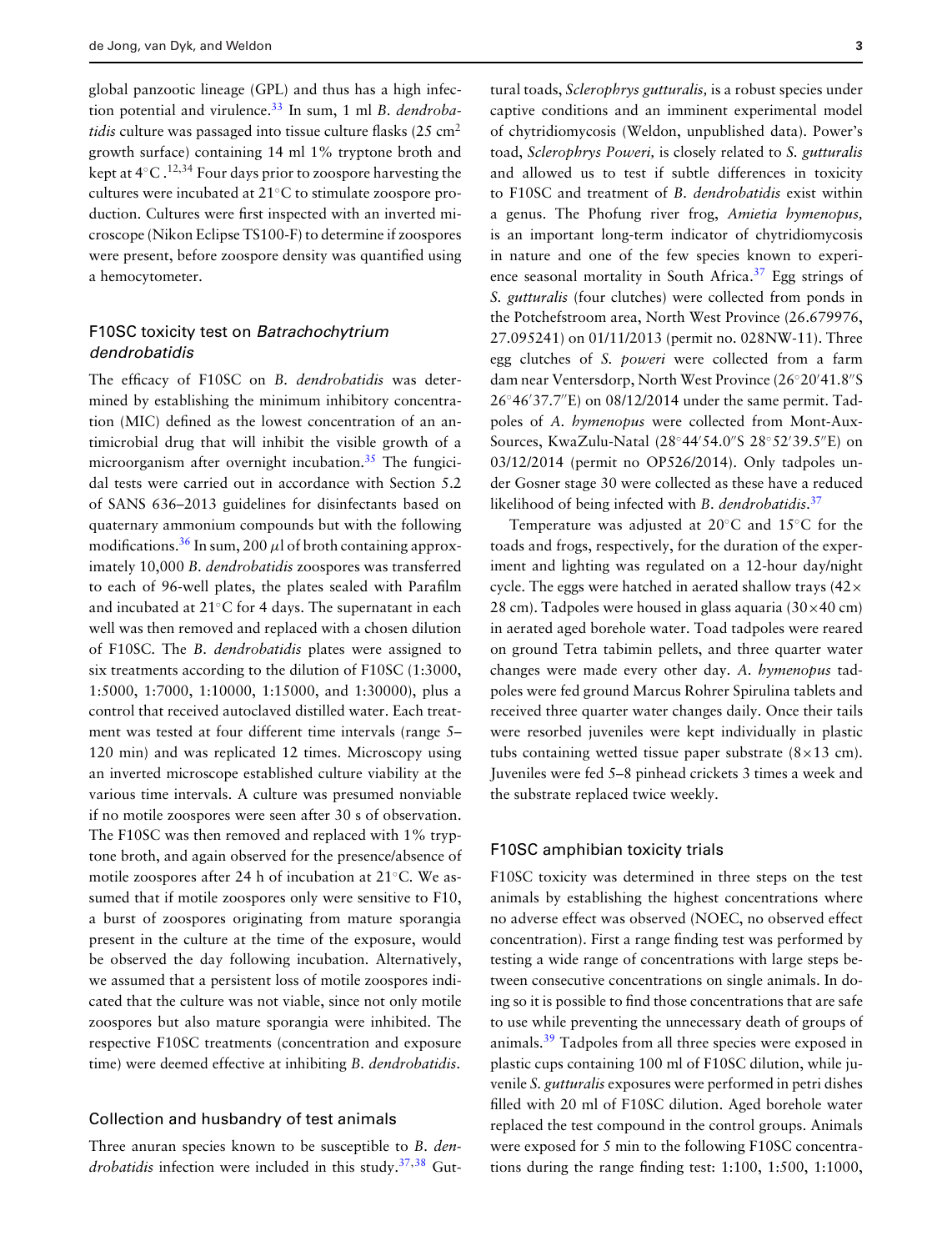global panzootic lineage (GPL) and thus has a high infection potential and virulence.[33] In sum, 1 ml *B. dendrobatidis* culture was passaged into tissue culture flasks (25 $cm^2$ growth surface) containing 14 ml 1% tryptone broth and kept at 4°C.[12,34] Four days prior to zoospore harvesting the cultures were incubated at 21°C to stimulate zoospore production. Cultures were first inspected with an inverted microscope (Nikon Eclipse TS100-F) to determine if zoospores were present, before zoospore density was quantified using a hemocytometer.

### F10SC toxicity test on *Batrachochytrium dendrobatidis*

The efficacy of F10SC on *B. dendrobatidis* was determined by establishing the minimum inhibitory concentration (MIC) defined as the lowest concentration of an antimicrobial drug that will inhibit the visible growth of a microorganism after overnight incubation.[35] The fungicidal tests were carried out in accordance with Section 5.2 of SANS 636–2013 guidelines for disinfectants based on quaternary ammonium compounds but with the following modifications.[36] In sum, 200 $\mu$l of broth containing approximately 10,000 *B. dendrobatidis* zoospores was transferred to each of 96-well plates, the plates sealed with Parafilm and incubated at 21°C for 4 days. The supernatant in each well was then removed and replaced with a chosen dilution of F10SC. The *B. dendrobatidis* plates were assigned to six treatments according to the dilution of F10SC (1:3000, 1:5000, 1:7000, 1:10000, 1:15000, and 1:30000), plus a control that received autoclaved distilled water. Each treatment was tested at four different time intervals (range 5–120 min) and was replicated 12 times. Microscopy using an inverted microscope established culture viability at the various time intervals. A culture was presumed nonviable if no motile zoospores were seen after 30 s of observation. The F10SC was then removed and replaced with 1% tryptone broth, and again observed for the presence/absence of motile zoospores after 24 h of incubation at 21°C. We assumed that if motile zoospores only were sensitive to F10, a burst of zoospores originating from mature sporangia present in the culture at the time of the exposure, would be observed the day following incubation. Alternatively, we assumed that a persistent loss of motile zoospores indicated that the culture was not viable, since not only motile zoospores but also mature sporangia were inhibited. The respective F10SC treatments (concentration and exposure time) were deemed effective at inhibiting *B. dendrobatidis*.

### Collection and husbandry of test animals

Three anuran species known to be susceptible to *B. dendrobatidis* infection were included in this study.[37,38] Guttural toads, *Sclerophrys gutturalis,* is a robust species under captive conditions and an imminent experimental model of chytridiomycosis (Weldon, unpublished data). Power's toad, *Sclerophrys Poweri,* is closely related to *S. gutturalis* and allowed us to test if subtle differences in toxicity to F10SC and treatment of *B. dendrobatidis* exist within a genus. The Phofung river frog, *Amietia hymenopus,* is an important long-term indicator of chytridiomycosis in nature and one of the few species known to experience seasonal mortality in South Africa.[37] Egg strings of *S. gutturalis* (four clutches) were collected from ponds in the Potchefstroom area, North West Province (26.679976, 27.095241) on 01/11/2013 (permit no. 028NW-11). Three egg clutches of *S. poweri* were collected from a farm dam near Ventersdorp, North West Province (26°20′41.8″S 26°46′37.7″E) on 08/12/2014 under the same permit. Tadpoles of *A. hymenopus* were collected from Mont-Aux-Sources, KwaZulu-Natal (28°44′54.0″S 28°52′39.5″E) on 03/12/2014 (permit no OP526/2014). Only tadpoles under Gosner stage 30 were collected as these have a reduced likelihood of being infected with *B. dendrobatidis*.[37]

Temperature was adjusted at 20°C and 15°C for the toads and frogs, respectively, for the duration of the experiment and lighting was regulated on a 12-hour day/night cycle. The eggs were hatched in aerated shallow trays (42× 28 cm). Tadpoles were housed in glass aquaria (30×40 cm) in aerated aged borehole water. Toad tadpoles were reared on ground Tetra tabimin pellets, and three quarter water changes were made every other day. *A. hymenopus* tadpoles were fed ground Marcus Rohrer Spirulina tablets and received three quarter water changes daily. Once their tails were resorbed juveniles were kept individually in plastic tubs containing wetted tissue paper substrate (8×13 cm). Juveniles were fed 5–8 pinhead crickets 3 times a week and the substrate replaced twice weekly.

### F10SC amphibian toxicity trials

F10SC toxicity was determined in three steps on the test animals by establishing the highest concentrations where no adverse effect was observed (NOEC, no observed effect concentration). First a range finding test was performed by testing a wide range of concentrations with large steps between consecutive concentrations on single animals. In doing so it is possible to find those concentrations that are safe to use while preventing the unnecessary death of groups of animals.[39] Tadpoles from all three species were exposed in plastic cups containing 100 ml of F10SC dilution, while juvenile *S. gutturalis* exposures were performed in petri dishes filled with 20 ml of F10SC dilution. Aged borehole water replaced the test compound in the control groups. Animals were exposed for 5 min to the following F10SC concentrations during the range finding test: 1:100, 1:500, 1:1000,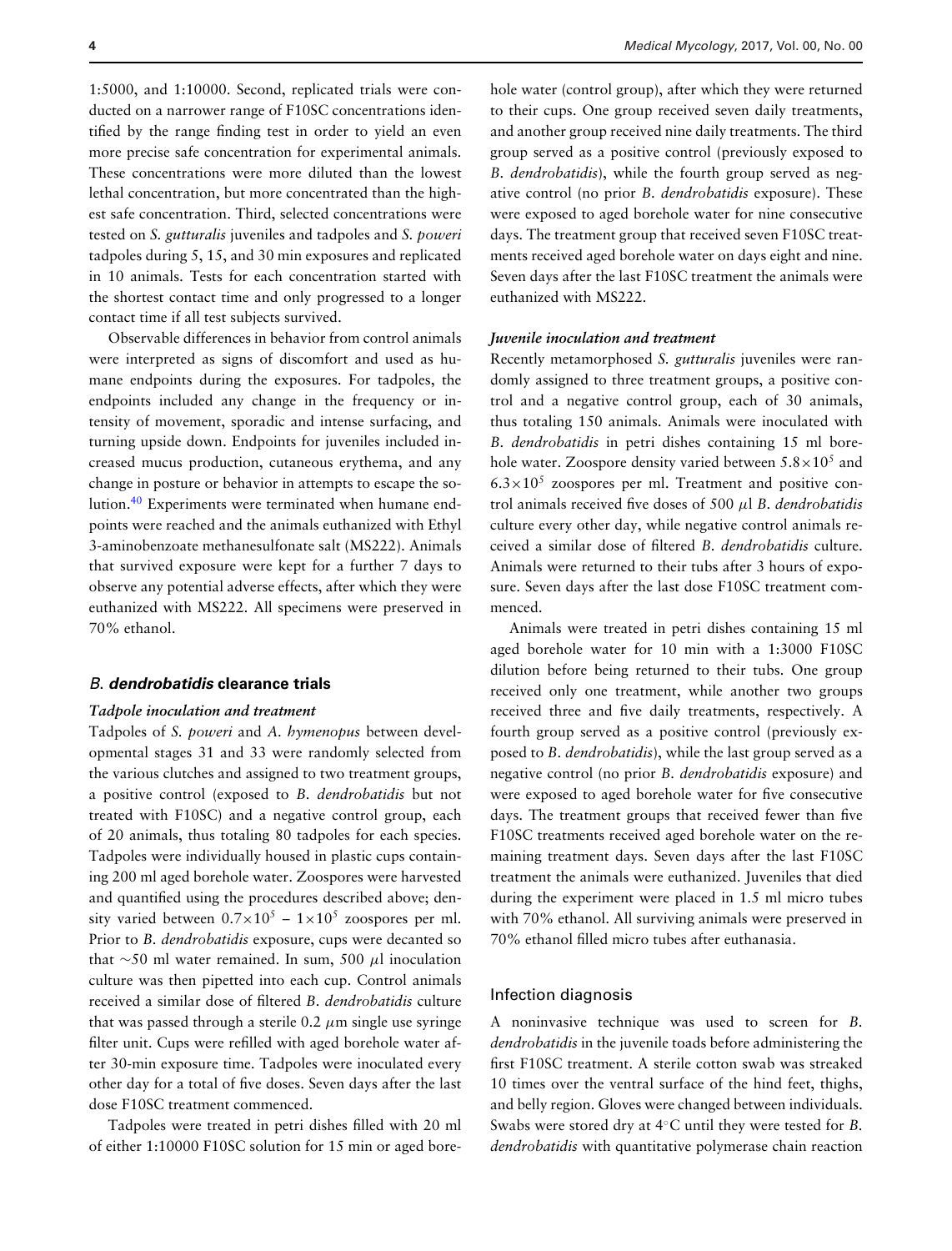1:5000, and 1:10000. Second, replicated trials were conducted on a narrower range of F10SC concentrations identified by the range finding test in order to yield an even more precise safe concentration for experimental animals. These concentrations were more diluted than the lowest lethal concentration, but more concentrated than the highest safe concentration. Third, selected concentrations were tested on *S. gutturalis* juveniles and tadpoles and *S. poweri* tadpoles during 5, 15, and 30 min exposures and replicated in 10 animals. Tests for each concentration started with the shortest contact time and only progressed to a longer contact time if all test subjects survived.

Observable differences in behavior from control animals were interpreted as signs of discomfort and used as humane endpoints during the exposures. For tadpoles, the endpoints included any change in the frequency or intensity of movement, sporadic and intense surfacing, and turning upside down. Endpoints for juveniles included increased mucus production, cutaneous erythema, and any change in posture or behavior in attempts to escape the solution.[40] Experiments were terminated when humane endpoints were reached and the animals euthanized with Ethyl 3-aminobenzoate methanesulfonate salt (MS222). Animals that survived exposure were kept for a further 7 days to observe any potential adverse effects, after which they were euthanized with MS222. All specimens were preserved in 70% ethanol.

## *B. dendrobatidis* clearance trials

### *Tadpole inoculation and treatment*

Tadpoles of *S. poweri* and *A. hymenopus* between developmental stages 31 and 33 were randomly selected from the various clutches and assigned to two treatment groups, a positive control (exposed to *B. dendrobatidis* but not treated with F10SC) and a negative control group, each of 20 animals, thus totaling 80 tadpoles for each species. Tadpoles were individually housed in plastic cups containing 200 ml aged borehole water. Zoospores were harvested and quantified using the procedures described above; density varied between $0.7\times10^5$ – $1\times10^5$ zoospores per ml. Prior to *B. dendrobatidis* exposure, cups were decanted so that ~50 ml water remained. In sum, 500 $\mu$l inoculation culture was then pipetted into each cup. Control animals received a similar dose of filtered *B. dendrobatidis* culture that was passed through a sterile 0.2 $\mu$m single use syringe filter unit. Cups were refilled with aged borehole water after 30-min exposure time. Tadpoles were inoculated every other day for a total of five doses. Seven days after the last dose F10SC treatment commenced.

Tadpoles were treated in petri dishes filled with 20 ml of either 1:10000 F10SC solution for 15 min or aged borehole water (control group), after which they were returned to their cups. One group received seven daily treatments, and another group received nine daily treatments. The third group served as a positive control (previously exposed to *B. dendrobatidis*), while the fourth group served as negative control (no prior *B. dendrobatidis* exposure). These were exposed to aged borehole water for nine consecutive days. The treatment group that received seven F10SC treatments received aged borehole water on days eight and nine. Seven days after the last F10SC treatment the animals were euthanized with MS222.

### *Juvenile inoculation and treatment*

Recently metamorphosed *S. gutturalis* juveniles were randomly assigned to three treatment groups, a positive control and a negative control group, each of 30 animals, thus totaling 150 animals. Animals were inoculated with *B. dendrobatidis* in petri dishes containing 15 ml borehole water. Zoospore density varied between $5.8\times10^5$ and $6.3\times10^5$ zoospores per ml. Treatment and positive control animals received five doses of 500 $\mu$l *B. dendrobatidis* culture every other day, while negative control animals received a similar dose of filtered *B. dendrobatidis* culture. Animals were returned to their tubs after 3 hours of exposure. Seven days after the last dose F10SC treatment commenced.

Animals were treated in petri dishes containing 15 ml aged borehole water for 10 min with a 1:3000 F10SC dilution before being returned to their tubs. One group received only one treatment, while another two groups received three and five daily treatments, respectively. A fourth group served as a positive control (previously exposed to *B. dendrobatidis*), while the last group served as a negative control (no prior *B. dendrobatidis* exposure) and were exposed to aged borehole water for five consecutive days. The treatment groups that received fewer than five F10SC treatments received aged borehole water on the remaining treatment days. Seven days after the last F10SC treatment the animals were euthanized. Juveniles that died during the experiment were placed in 1.5 ml micro tubes with 70% ethanol. All surviving animals were preserved in 70% ethanol filled micro tubes after euthanasia.

## Infection diagnosis

A noninvasive technique was used to screen for *B. dendrobatidis* in the juvenile toads before administering the first F10SC treatment. A sterile cotton swab was streaked 10 times over the ventral surface of the hind feet, thighs, and belly region. Gloves were changed between individuals. Swabs were stored dry at 4°C until they were tested for *B. dendrobatidis* with quantitative polymerase chain reaction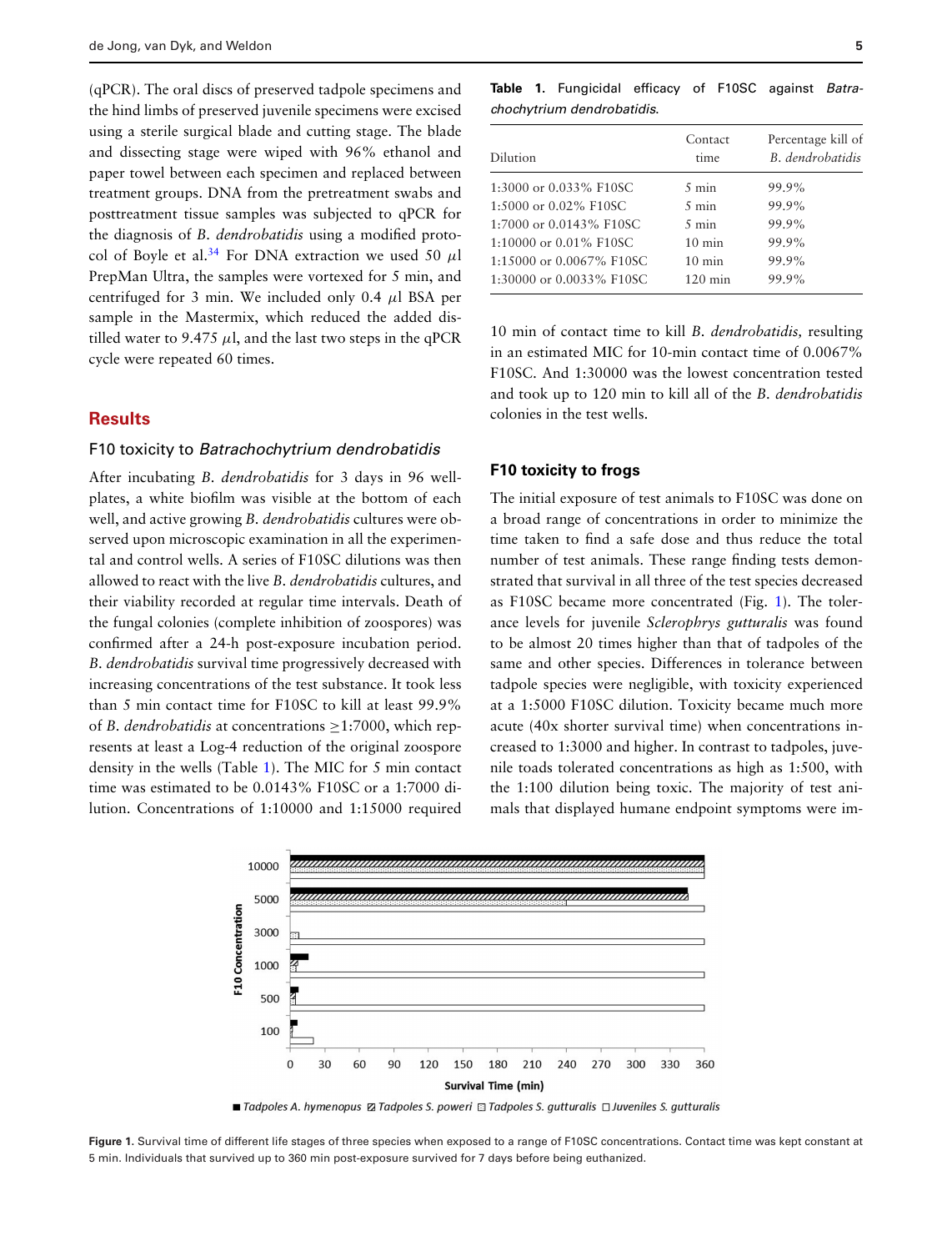(qPCR). The oral discs of preserved tadpole specimens and the hind limbs of preserved juvenile specimens were excised using a sterile surgical blade and cutting stage. The blade and dissecting stage were wiped with 96% ethanol and paper towel between each specimen and replaced between treatment groups. DNA from the pretreatment swabs and posttreatment tissue samples was subjected to qPCR for the diagnosis of *B. dendrobatidis* using a modified protocol of Boyle et al.[34] For DNA extraction we used 50 $\mu$l PrepMan Ultra, the samples were vortexed for 5 min, and centrifuged for 3 min. We included only 0.4 $\mu$l BSA per sample in the Mastermix, which reduced the added distilled water to 9.475 $\mu$l, and the last two steps in the qPCR cycle were repeated 60 times.

## Results

### F10 toxicity to *Batrachochytrium dendrobatidis*

After incubating *B. dendrobatidis* for 3 days in 96 well-plates, a white biofilm was visible at the bottom of each well, and active growing *B. dendrobatidis* cultures were observed upon microscopic examination in all the experimental and control wells. A series of F10SC dilutions was then allowed to react with the live *B. dendrobatidis* cultures, and their viability recorded at regular time intervals. Death of the fungal colonies (complete inhibition of zoospores) was confirmed after a 24-h post-exposure incubation period. *B. dendrobatidis* survival time progressively decreased with increasing concentrations of the test substance. It took less than 5 min contact time for F10SC to kill at least 99.9% of *B. dendrobatidis* at concentrations ≥1:7000, which represents at least a Log-4 reduction of the original zoospore density in the wells (Table 1). The MIC for 5 min contact time was estimated to be 0.0143% F10SC or a 1:7000 dilution. Concentrations of 1:10000 and 1:15000 required 10 min of contact time to kill *B. dendrobatidis,* resulting in an estimated MIC for 10-min contact time of 0.0067% F10SC. And 1:30000 was the lowest concentration tested and took up to 120 min to kill all of the *B. dendrobatidis* colonies in the test wells.

**Table 1.** Fungicidal efficacy of F10SC against *Batrachochytrium dendrobatidis*.

| Dilution | Contact time | Percentage kill of *B. dendrobatidis* |
|---|---|---|
| 1:3000 or 0.033% F10SC | 5 min | 99.9% |
| 1:5000 or 0.02% F10SC | 5 min | 99.9% |
| 1:7000 or 0.0143% F10SC | 5 min | 99.9% |
| 1:10000 or 0.01% F10SC | 10 min | 99.9% |
| 1:15000 or 0.0067% F10SC | 10 min | 99.9% |
| 1:30000 or 0.0033% F10SC | 120 min | 99.9% |

### F10 toxicity to frogs

The initial exposure of test animals to F10SC was done on a broad range of concentrations in order to minimize the time taken to find a safe dose and thus reduce the total number of test animals. These range finding tests demonstrated that survival in all three of the test species decreased as F10SC became more concentrated (Fig. 1). The tolerance levels for juvenile *Sclerophrys gutturalis* was found to be almost 20 times higher than that of tadpoles of the same and other species. Differences in tolerance between tadpole species were negligible, with toxicity experienced at a 1:5000 F10SC dilution. Toxicity became much more acute (40x shorter survival time) when concentrations increased to 1:3000 and higher. In contrast to tadpoles, juvenile toads tolerated concentrations as high as 1:500, with the 1:100 dilution being toxic. The majority of test animals that displayed humane endpoint symptoms were im-

**Figure 1.** Survival time of different life stages of three species when exposed to a range of F10SC concentrations. Contact time was kept constant at 5 min. Individuals that survived up to 360 min post-exposure survived for 7 days before being euthanized.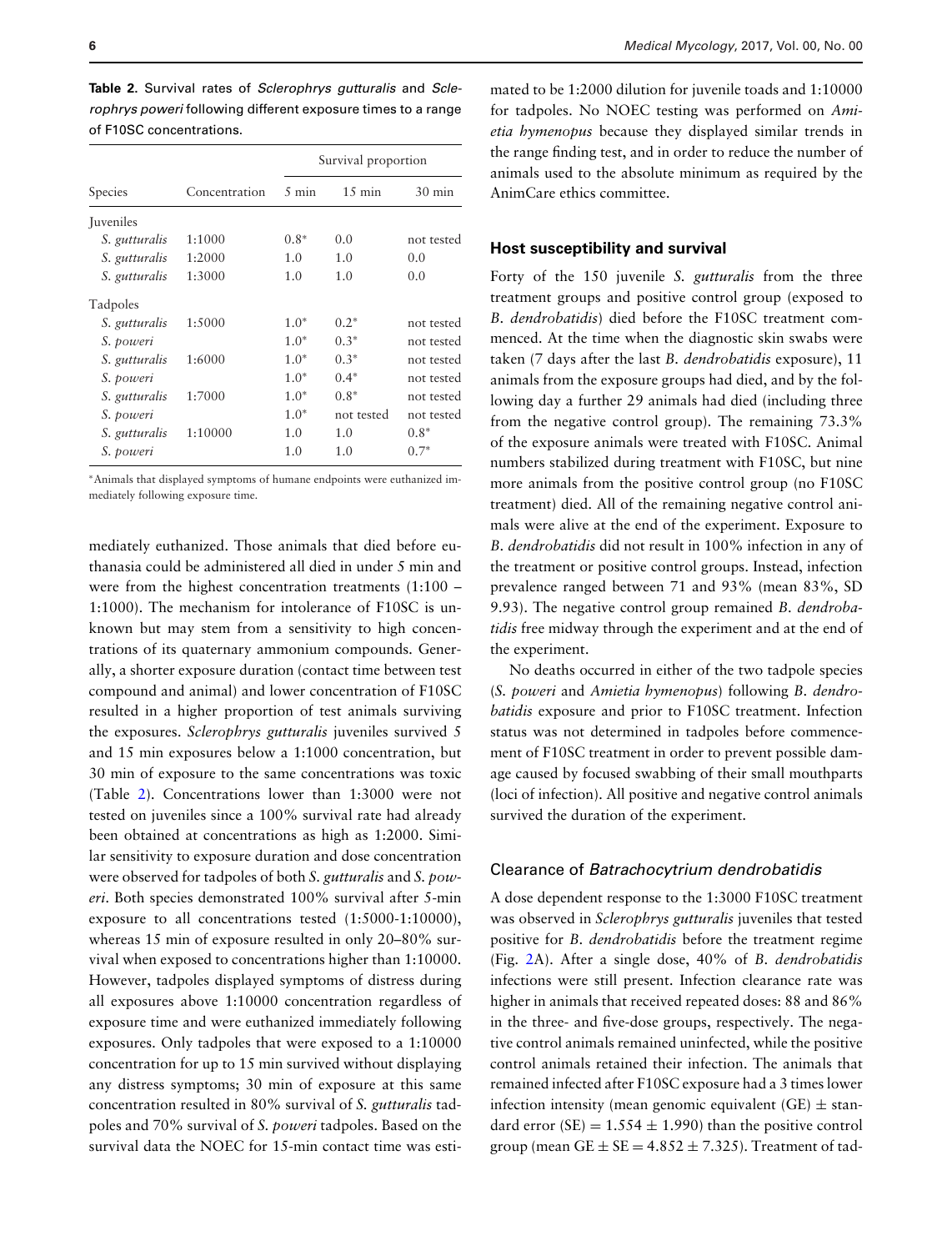**Table 2.** Survival rates of *Sclerophrys gutturalis* and *Sclerophrys poweri* following different exposure times to a range of F10SC concentrations.

| Species | Concentration | Survival proportion | | |
|---|---|---|---|---|
| | | 5 min | 15 min | 30 min |
| Juveniles | | | | |
| *S. gutturalis* | 1:1000 | 0.8* | 0.0 | not tested |
| *S. gutturalis* | 1:2000 | 1.0 | 1.0 | 0.0 |
| *S. gutturalis* | 1:3000 | 1.0 | 1.0 | 0.0 |
| Tadpoles | | | | |
| *S. gutturalis* | 1:5000 | 1.0* | 0.2* | not tested |
| *S. poweri* | | 1.0* | 0.3* | not tested |
| *S. gutturalis* | 1:6000 | 1.0* | 0.3* | not tested |
| *S. poweri* | | 1.0* | 0.4* | not tested |
| *S. gutturalis* | 1:7000 | 1.0* | 0.8* | not tested |
| *S. poweri* | | 1.0* | not tested | not tested |
| *S. gutturalis* | 1:10000 | 1.0 | 1.0 | 0.8* |
| *S. poweri* | | 1.0 | 1.0 | 0.7* |

*Animals that displayed symptoms of humane endpoints were euthanized immediately following exposure time.

mediately euthanized. Those animals that died before euthanasia could be administered all died in under 5 min and were from the highest concentration treatments (1:100 – 1:1000). The mechanism for intolerance of F10SC is unknown but may stem from a sensitivity to high concentrations of its quaternary ammonium compounds. Generally, a shorter exposure duration (contact time between test compound and animal) and lower concentration of F10SC resulted in a higher proportion of test animals surviving the exposures. *Sclerophrys gutturalis* juveniles survived 5 and 15 min exposures below a 1:1000 concentration, but 30 min of exposure to the same concentrations was toxic (Table 2). Concentrations lower than 1:3000 were not tested on juveniles since a 100% survival rate had already been obtained at concentrations as high as 1:2000. Similar sensitivity to exposure duration and dose concentration were observed for tadpoles of both *S. gutturalis* and *S. poweri*. Both species demonstrated 100% survival after 5-min exposure to all concentrations tested (1:5000-1:10000), whereas 15 min of exposure resulted in only 20–80% survival when exposed to concentrations higher than 1:10000. However, tadpoles displayed symptoms of distress during all exposures above 1:10000 concentration regardless of exposure time and were euthanized immediately following exposures. Only tadpoles that were exposed to a 1:10000 concentration for up to 15 min survived without displaying any distress symptoms; 30 min of exposure at this same concentration resulted in 80% survival of *S. gutturalis* tadpoles and 70% survival of *S. poweri* tadpoles. Based on the survival data the NOEC for 15-min contact time was estimated to be 1:2000 dilution for juvenile toads and 1:10000 for tadpoles. No NOEC testing was performed on *Amietia hymenopus* because they displayed similar trends in the range finding test, and in order to reduce the number of animals used to the absolute minimum as required by the AnimCare ethics committee.

### Host susceptibility and survival

Forty of the 150 juvenile *S. gutturalis* from the three treatment groups and positive control group (exposed to *B. dendrobatidis*) died before the F10SC treatment commenced. At the time when the diagnostic skin swabs were taken (7 days after the last *B. dendrobatidis* exposure), 11 animals from the exposure groups had died, and by the following day a further 29 animals had died (including three from the negative control group). The remaining 73.3% of the exposure animals were treated with F10SC. Animal numbers stabilized during treatment with F10SC, but nine more animals from the positive control group (no F10SC treatment) died. All of the remaining negative control animals were alive at the end of the experiment. Exposure to *B. dendrobatidis* did not result in 100% infection in any of the treatment or positive control groups. Instead, infection prevalence ranged between 71 and 93% (mean 83%, SD 9.93). The negative control group remained *B. dendrobatidis* free midway through the experiment and at the end of the experiment.

No deaths occurred in either of the two tadpole species (*S. poweri* and *Amietia hymenopus*) following *B. dendrobatidis* exposure and prior to F10SC treatment. Infection status was not determined in tadpoles before commencement of F10SC treatment in order to prevent possible damage caused by focused swabbing of their small mouthparts (loci of infection). All positive and negative control animals survived the duration of the experiment.

### Clearance of *Batrachocytrium dendrobatidis*

A dose dependent response to the 1:3000 F10SC treatment was observed in *Sclerophrys gutturalis* juveniles that tested positive for *B. dendrobatidis* before the treatment regime (Fig. 2A). After a single dose, 40% of *B. dendrobatidis* infections were still present. Infection clearance rate was higher in animals that received repeated doses: 88 and 86% in the three- and five-dose groups, respectively. The negative control animals remained uninfected, while the positive control animals retained their infection. The animals that remained infected after F10SC exposure had a 3 times lower infection intensity (mean genomic equivalent (GE) $\pm$ standard error (SE) $= 1.554 \pm 1.990$) than the positive control group (mean GE $\pm$ SE $= 4.852 \pm 7.325$). Treatment of tad-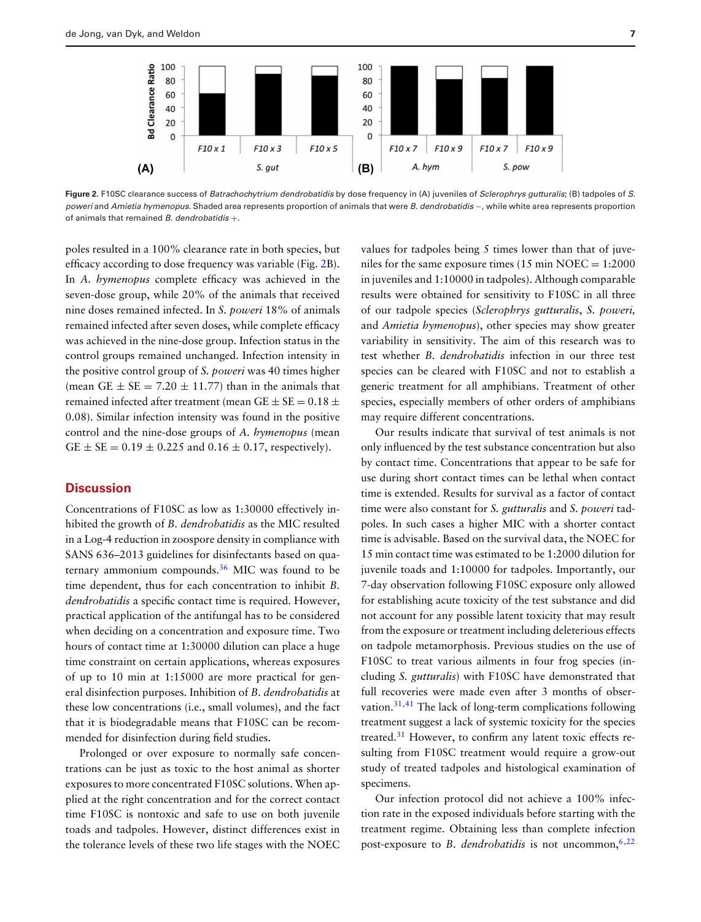**Figure 2.** F10SC clearance success of *Batrachochytrium dendrobatidis* by dose frequency in (A) juveniles of *Sclerophrys gutturalis*; (B) tadpoles of *S. poweri* and *Amietia hymenopus*. Shaded area represents proportion of animals that were *B. dendrobatidis* −, while white area represents proportion of animals that remained *B. dendrobatidis* +.

poles resulted in a 100% clearance rate in both species, but efficacy according to dose frequency was variable (Fig. 2B). In *A. hymenopus* complete efficacy was achieved in the seven-dose group, while 20% of the animals that received nine doses remained infected. In *S. poweri* 18% of animals remained infected after seven doses, while complete efficacy was achieved in the nine-dose group. Infection status in the control groups remained unchanged. Infection intensity in the positive control group of *S. poweri* was 40 times higher (mean GE ± SE = 7.20 ± 11.77) than in the animals that remained infected after treatment (mean GE ± SE = 0.18 ± 0.08). Similar infection intensity was found in the positive control and the nine-dose groups of *A. hymenopus* (mean GE ± SE = 0.19 ± 0.225 and 0.16 ± 0.17, respectively).

## Discussion

Concentrations of F10SC as low as 1:30000 effectively inhibited the growth of *B. dendrobatidis* as the MIC resulted in a Log-4 reduction in zoospore density in compliance with SANS 636–2013 guidelines for disinfectants based on quaternary ammonium compounds.[36] MIC was found to be time dependent, thus for each concentration to inhibit *B. dendrobatidis* a specific contact time is required. However, practical application of the antifungal has to be considered when deciding on a concentration and exposure time. Two hours of contact time at 1:30000 dilution can place a huge time constraint on certain applications, whereas exposures of up to 10 min at 1:15000 are more practical for general disinfection purposes. Inhibition of *B. dendrobatidis* at these low concentrations (i.e., small volumes), and the fact that it is biodegradable means that F10SC can be recommended for disinfection during field studies.

Prolonged or over exposure to normally safe concentrations can be just as toxic to the host animal as shorter exposures to more concentrated F10SC solutions. When applied at the right concentration and for the correct contact time F10SC is nontoxic and safe to use on both juvenile toads and tadpoles. However, distinct differences exist in the tolerance levels of these two life stages with the NOEC values for tadpoles being 5 times lower than that of juveniles for the same exposure times (15 min NOEC = 1:2000 in juveniles and 1:10000 in tadpoles). Although comparable results were obtained for sensitivity to F10SC in all three of our tadpole species (*Sclerophrys gutturalis*, *S. poweri*, and *Amietia hymenopus*), other species may show greater variability in sensitivity. The aim of this research was to test whether *B. dendrobatidis* infection in our three test species can be cleared with F10SC and not to establish a generic treatment for all amphibians. Treatment of other species, especially members of other orders of amphibians may require different concentrations.

Our results indicate that survival of test animals is not only influenced by the test substance concentration but also by contact time. Concentrations that appear to be safe for use during short contact times can be lethal when contact time is extended. Results for survival as a factor of contact time were also constant for *S. gutturalis* and *S. poweri* tadpoles. In such cases a higher MIC with a shorter contact time is advisable. Based on the survival data, the NOEC for 15 min contact time was estimated to be 1:2000 dilution for juvenile toads and 1:10000 for tadpoles. Importantly, our 7-day observation following F10SC exposure only allowed for establishing acute toxicity of the test substance and did not account for any possible latent toxicity that may result from the exposure or treatment including deleterious effects on tadpole metamorphosis. Previous studies on the use of F10SC to treat various ailments in four frog species (including *S. gutturalis*) with F10SC have demonstrated that full recoveries were made even after 3 months of observation.[31,41] The lack of long-term complications following treatment suggest a lack of systemic toxicity for the species treated.[31] However, to confirm any latent toxic effects resulting from F10SC treatment would require a grow-out study of treated tadpoles and histological examination of specimens.

Our infection protocol did not achieve a 100% infection rate in the exposed individuals before starting with the treatment regime. Obtaining less than complete infection post-exposure to *B. dendrobatidis* is not uncommon,[6,22]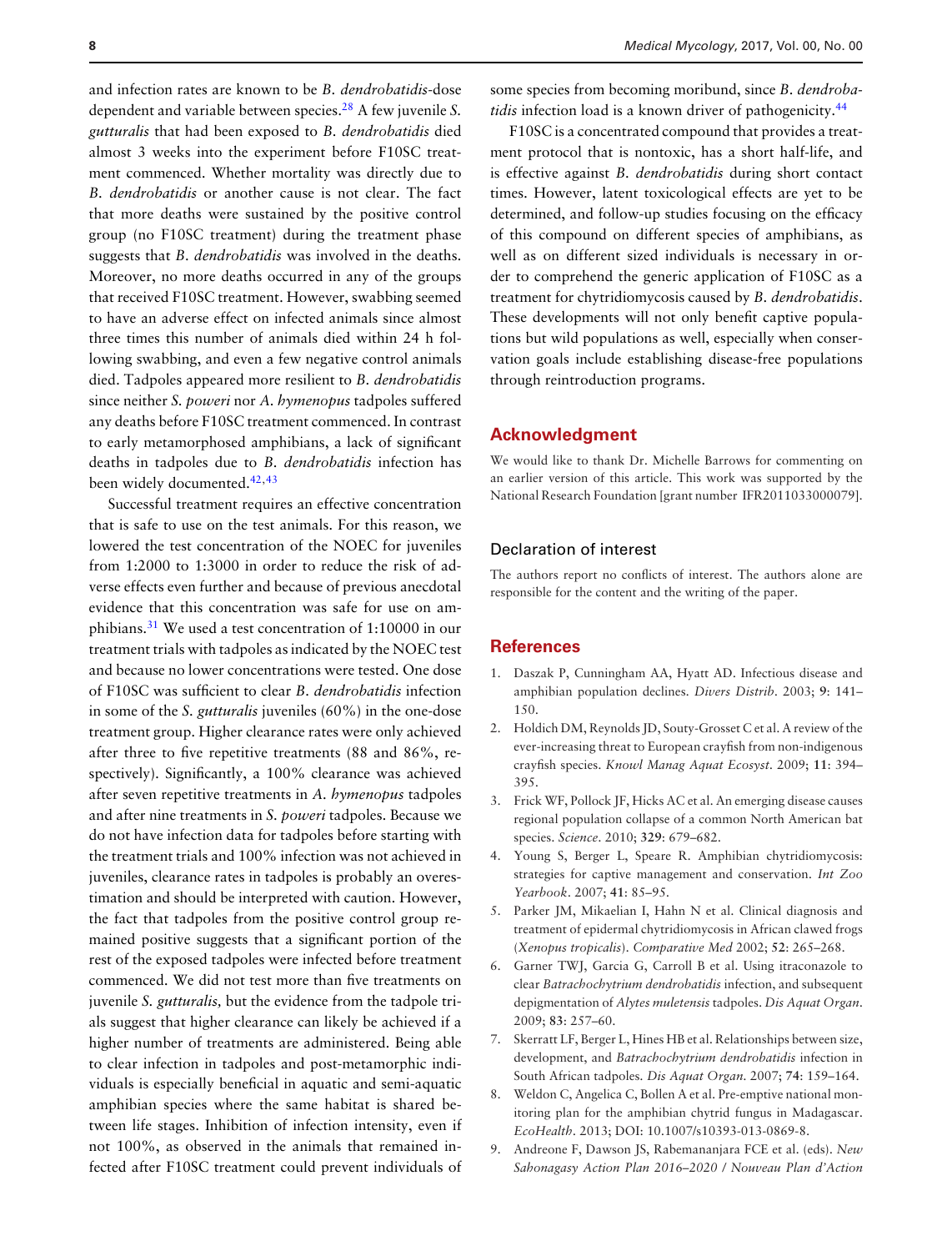and infection rates are known to be *B. dendrobatidis*-dose dependent and variable between species.[28] A few juvenile *S. gutturalis* that had been exposed to *B. dendrobatidis* died almost 3 weeks into the experiment before F10SC treatment commenced. Whether mortality was directly due to *B. dendrobatidis* or another cause is not clear. The fact that more deaths were sustained by the positive control group (no F10SC treatment) during the treatment phase suggests that *B. dendrobatidis* was involved in the deaths. Moreover, no more deaths occurred in any of the groups that received F10SC treatment. However, swabbing seemed to have an adverse effect on infected animals since almost three times this number of animals died within 24 h following swabbing, and even a few negative control animals died. Tadpoles appeared more resilient to *B. dendrobatidis* since neither *S. poweri* nor *A. hymenopus* tadpoles suffered any deaths before F10SC treatment commenced. In contrast to early metamorphosed amphibians, a lack of significant deaths in tadpoles due to *B. dendrobatidis* infection has been widely documented.[42,43]

Successful treatment requires an effective concentration that is safe to use on the test animals. For this reason, we lowered the test concentration of the NOEC for juveniles from 1:2000 to 1:3000 in order to reduce the risk of adverse effects even further and because of previous anecdotal evidence that this concentration was safe for use on amphibians.[31] We used a test concentration of 1:10000 in our treatment trials with tadpoles as indicated by the NOEC test and because no lower concentrations were tested. One dose of F10SC was sufficient to clear *B. dendrobatidis* infection in some of the *S. gutturalis* juveniles (60%) in the one-dose treatment group. Higher clearance rates were only achieved after three to five repetitive treatments (88 and 86%, respectively). Significantly, a 100% clearance was achieved after seven repetitive treatments in *A. hymenopus* tadpoles and after nine treatments in *S. poweri* tadpoles. Because we do not have infection data for tadpoles before starting with the treatment trials and 100% infection was not achieved in juveniles, clearance rates in tadpoles is probably an overestimation and should be interpreted with caution. However, the fact that tadpoles from the positive control group remained positive suggests that a significant portion of the rest of the exposed tadpoles were infected before treatment commenced. We did not test more than five treatments on juvenile *S. gutturalis,* but the evidence from the tadpole trials suggest that higher clearance can likely be achieved if a higher number of treatments are administered. Being able to clear infection in tadpoles and post-metamorphic individuals is especially beneficial in aquatic and semi-aquatic amphibian species where the same habitat is shared between life stages. Inhibition of infection intensity, even if not 100%, as observed in the animals that remained infected after F10SC treatment could prevent individuals of some species from becoming moribund, since *B. dendrobatidis* infection load is a known driver of pathogenicity.[44]

F10SC is a concentrated compound that provides a treatment protocol that is nontoxic, has a short half-life, and is effective against *B. dendrobatidis* during short contact times. However, latent toxicological effects are yet to be determined, and follow-up studies focusing on the efficacy of this compound on different species of amphibians, as well as on different sized individuals is necessary in order to comprehend the generic application of F10SC as a treatment for chytridiomycosis caused by *B. dendrobatidis*. These developments will not only benefit captive populations but wild populations as well, especially when conservation goals include establishing disease-free populations through reintroduction programs.

## Acknowledgment

We would like to thank Dr. Michelle Barrows for commenting on an earlier version of this article. This work was supported by the National Research Foundation [grant number IFR2011033000079].

### Declaration of interest

The authors report no conflicts of interest. The authors alone are responsible for the content and the writing of the paper.

## References

1. Daszak P, Cunningham AA, Hyatt AD. Infectious disease and amphibian population declines. *Divers Distrib*. 2003; **9**: 141–150.
2. Holdich DM, Reynolds JD, Souty-Grosset C et al. A review of the ever-increasing threat to European crayfish from non-indigenous crayfish species. *Knowl Manag Aquat Ecosyst*. 2009; **11**: 394–395.
3. Frick WF, Pollock JF, Hicks AC et al. An emerging disease causes regional population collapse of a common North American bat species. *Science*. 2010; **329**: 679–682.
4. Young S, Berger L, Speare R. Amphibian chytridiomycosis: strategies for captive management and conservation. *Int Zoo Yearbook*. 2007; **41**: 85–95.
5. Parker JM, Mikaelian I, Hahn N et al. Clinical diagnosis and treatment of epidermal chytridiomycosis in African clawed frogs (*Xenopus tropicalis*). *Comparative Med* 2002; **52**: 265–268.
6. Garner TWJ, Garcia G, Carroll B et al. Using itraconazole to clear *Batrachochytrium dendrobatidis* infection, and subsequent depigmentation of *Alytes muletensis* tadpoles. *Dis Aquat Organ*. 2009; **83**: 257–60.
7. Skerratt LF, Berger L, Hines HB et al. Relationships between size, development, and *Batrachochytrium dendrobatidis* infection in South African tadpoles. *Dis Aquat Organ*. 2007; **74**: 159–164.
8. Weldon C, Angelica C, Bollen A et al. Pre-emptive national monitoring plan for the amphibian chytrid fungus in Madagascar. *EcoHealth*. 2013; DOI: 10.1007/s10393-013-0869-8.
9. Andreone F, Dawson JS, Rabemananjara FCE et al. (eds). *New Sahonagasy Action Plan 2016–2020 / Nouveau Plan d'Action*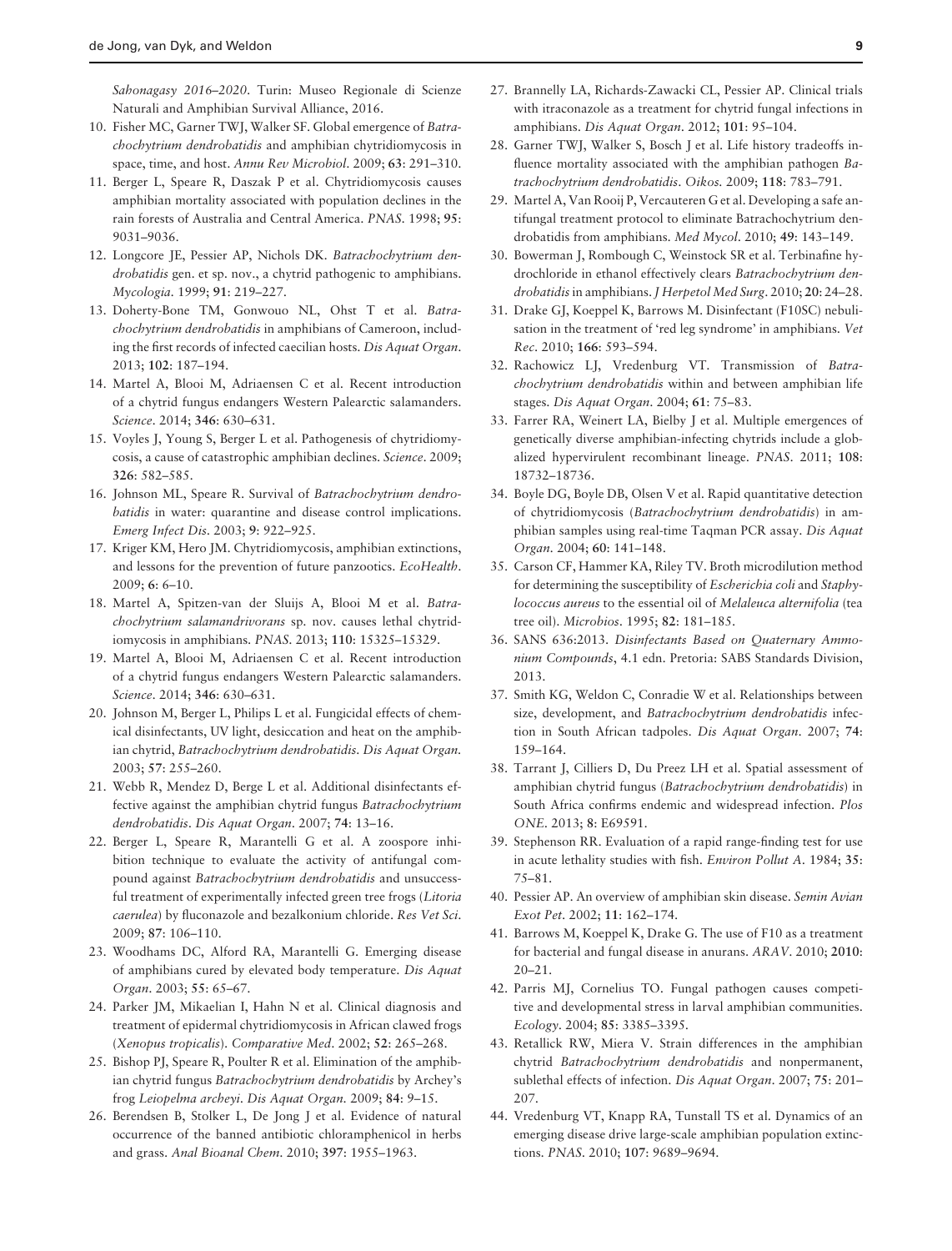*Sahonagasy 2016–2020*. Turin: Museo Regionale di Scienze Naturali and Amphibian Survival Alliance, 2016.

10. Fisher MC, Garner TWJ, Walker SF. Global emergence of *Batrachochytrium dendrobatidis* and amphibian chytridiomycosis in space, time, and host. *Annu Rev Microbiol*. 2009; **63**: 291–310.
11. Berger L, Speare R, Daszak P et al. Chytridiomycosis causes amphibian mortality associated with population declines in the rain forests of Australia and Central America. *PNAS*. 1998; **95**: 9031–9036.
12. Longcore JE, Pessier AP, Nichols DK. *Batrachochytrium dendrobatidis* gen. et sp. nov., a chytrid pathogenic to amphibians. *Mycologia*. 1999; **91**: 219–227.
13. Doherty-Bone TM, Gonwouo NL, Ohst T et al. *Batrachochytrium dendrobatidis* in amphibians of Cameroon, including the first records of infected caecilian hosts. *Dis Aquat Organ*. 2013; **102**: 187–194.
14. Martel A, Blooi M, Adriaensen C et al. Recent introduction of a chytrid fungus endangers Western Palearctic salamanders. *Science*. 2014; **346**: 630–631.
15. Voyles J, Young S, Berger L et al. Pathogenesis of chytridiomycosis, a cause of catastrophic amphibian declines. *Science*. 2009; **326**: 582–585.
16. Johnson ML, Speare R. Survival of *Batrachochytrium dendrobatidis* in water: quarantine and disease control implications. *Emerg Infect Dis*. 2003; **9**: 922–925.
17. Kriger KM, Hero JM. Chytridiomycosis, amphibian extinctions, and lessons for the prevention of future panzootics. *EcoHealth*. 2009; **6**: 6–10.
18. Martel A, Spitzen-van der Sluijs A, Blooi M et al. *Batrachochytrium salamandrivorans* sp. nov. causes lethal chytridiomycosis in amphibians. *PNAS*. 2013; **110**: 15325–15329.
19. Martel A, Blooi M, Adriaensen C et al. Recent introduction of a chytrid fungus endangers Western Palearctic salamanders. *Science*. 2014; **346**: 630–631.
20. Johnson M, Berger L, Philips L et al. Fungicidal effects of chemical disinfectants, UV light, desiccation and heat on the amphibian chytrid, *Batrachochytrium dendrobatidis*. *Dis Aquat Organ*. 2003; **57**: 255–260.
21. Webb R, Mendez D, Berge L et al. Additional disinfectants effective against the amphibian chytrid fungus *Batrachochytrium dendrobatidis*. *Dis Aquat Organ*. 2007; **74**: 13–16.
22. Berger L, Speare R, Marantelli G et al. A zoospore inhibition technique to evaluate the activity of antifungal compound against *Batrachochytrium dendrobatidis* and unsuccessful treatment of experimentally infected green tree frogs (*Litoria caerulea*) by fluconazole and bezalkonium chloride. *Res Vet Sci*. 2009; **87**: 106–110.
23. Woodhams DC, Alford RA, Marantelli G. Emerging disease of amphibians cured by elevated body temperature. *Dis Aquat Organ*. 2003; **55**: 65–67.
24. Parker JM, Mikaelian I, Hahn N et al. Clinical diagnosis and treatment of epidermal chytridiomycosis in African clawed frogs (*Xenopus tropicalis*). *Comparative Med*. 2002; **52**: 265–268.
25. Bishop PJ, Speare R, Poulter R et al. Elimination of the amphibian chytrid fungus *Batrachochytrium dendrobatidis* by Archey's frog *Leiopelma archeyi*. *Dis Aquat Organ*. 2009; **84**: 9–15.
26. Berendsen B, Stolker L, De Jong J et al. Evidence of natural occurrence of the banned antibiotic chloramphenicol in herbs and grass. *Anal Bioanal Chem*. 2010; **397**: 1955–1963.
27. Brannelly LA, Richards-Zawacki CL, Pessier AP. Clinical trials with itraconazole as a treatment for chytrid fungal infections in amphibians. *Dis Aquat Organ*. 2012; **101**: 95–104.
28. Garner TWJ, Walker S, Bosch J et al. Life history tradeoffs influence mortality associated with the amphibian pathogen *Batrachochytrium dendrobatidis*. *Oikos*. 2009; **118**: 783–791.
29. Martel A, Van Rooij P, Vercauteren G et al. Developing a safe antifungal treatment protocol to eliminate Batrachochytrium dendrobatidis from amphibians. *Med Mycol*. 2010; **49**: 143–149.
30. Bowerman J, Rombough C, Weinstock SR et al. Terbinafine hydrochloride in ethanol effectively clears *Batrachochytrium dendrobatidis* in amphibians. *J Herpetol Med Surg*. 2010; **20**: 24–28.
31. Drake GJ, Koeppel K, Barrows M. Disinfectant (F10SC) nebulisation in the treatment of 'red leg syndrome' in amphibians. *Vet Rec*. 2010; **166**: 593–594.
32. Rachowicz LJ, Vredenburg VT. Transmission of *Batrachochytrium dendrobatidis* within and between amphibian life stages. *Dis Aquat Organ*. 2004; **61**: 75–83.
33. Farrer RA, Weinert LA, Bielby J et al. Multiple emergences of genetically diverse amphibian-infecting chytrids include a globalized hypervirulent recombinant lineage. *PNAS*. 2011; **108**: 18732–18736.
34. Boyle DG, Boyle DB, Olsen V et al. Rapid quantitative detection of chytridiomycosis (*Batrachochytrium dendrobatidis*) in amphibian samples using real-time Taqman PCR assay. *Dis Aquat Organ*. 2004; **60**: 141–148.
35. Carson CF, Hammer KA, Riley TV. Broth microdilution method for determining the susceptibility of *Escherichia coli* and *Staphylococcus aureus* to the essential oil of *Melaleuca alternifolia* (tea tree oil). *Microbios*. 1995; **82**: 181–185.
36. SANS 636:2013. *Disinfectants Based on Quaternary Ammonium Compounds*, 4.1 edn. Pretoria: SABS Standards Division, 2013.
37. Smith KG, Weldon C, Conradie W et al. Relationships between size, development, and *Batrachochytrium dendrobatidis* infection in South African tadpoles. *Dis Aquat Organ*. 2007; **74**: 159–164.
38. Tarrant J, Cilliers D, Du Preez LH et al. Spatial assessment of amphibian chytrid fungus (*Batrachochytrium dendrobatidis*) in South Africa confirms endemic and widespread infection. *Plos ONE*. 2013; **8**: E69591.
39. Stephenson RR. Evaluation of a rapid range-finding test for use in acute lethality studies with fish. *Environ Pollut A*. 1984; **35**: 75–81.
40. Pessier AP. An overview of amphibian skin disease. *Semin Avian Exot Pet*. 2002; **11**: 162–174.
41. Barrows M, Koeppel K, Drake G. The use of F10 as a treatment for bacterial and fungal disease in anurans. *ARAV*. 2010; **2010**: 20–21.
42. Parris MJ, Cornelius TO. Fungal pathogen causes competitive and developmental stress in larval amphibian communities. *Ecology*. 2004; **85**: 3385–3395.
43. Retallick RW, Miera V. Strain differences in the amphibian chytrid *Batrachochytrium dendrobatidis* and nonpermanent, sublethal effects of infection. *Dis Aquat Organ*. 2007; **75**: 201–207.
44. Vredenburg VT, Knapp RA, Tunstall TS et al. Dynamics of an emerging disease drive large-scale amphibian population extinctions. *PNAS*. 2010; **107**: 9689–9694.